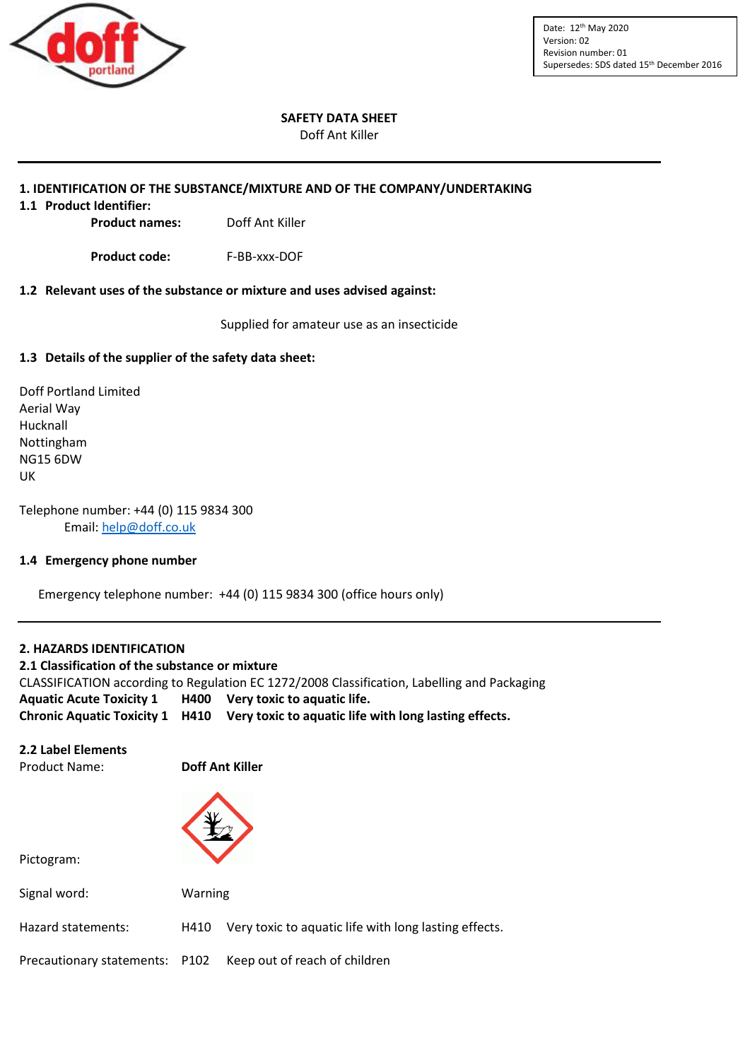Date: 12th May 2020
Version: 02
Revision number: 01
Supersedes: SDS dated 15th December 2016

**SAFETY DATA SHEET**

Doff Ant Killer

## 1. IDENTIFICATION OF THE SUBSTANCE/MIXTURE AND OF THE COMPANY/UNDERTAKING

### 1.1 Product Identifier:

**Product names:** Doff Ant Killer

**Product code:** F-BB-xxx-DOF

### 1.2 Relevant uses of the substance or mixture and uses advised against:

Supplied for amateur use as an insecticide

### 1.3 Details of the supplier of the safety data sheet:

Doff Portland Limited
Aerial Way
Hucknall
Nottingham
NG15 6DW
UK

Telephone number: +44 (0) 115 9834 300
Email: help@doff.co.uk

### 1.4 Emergency phone number

Emergency telephone number: +44 (0) 115 9834 300 (office hours only)

## 2. HAZARDS IDENTIFICATION

### 2.1 Classification of the substance or mixture

CLASSIFICATION according to Regulation EC 1272/2008 Classification, Labelling and Packaging

**Aquatic Acute Toxicity 1 H400 Very toxic to aquatic life.**
**Chronic Aquatic Toxicity 1 H410 Very toxic to aquatic life with long lasting effects.**

### 2.2 Label Elements

Product Name: **Doff Ant Killer**

Pictogram:

Signal word: Warning

Hazard statements: H410 Very toxic to aquatic life with long lasting effects.

Precautionary statements: P102 Keep out of reach of children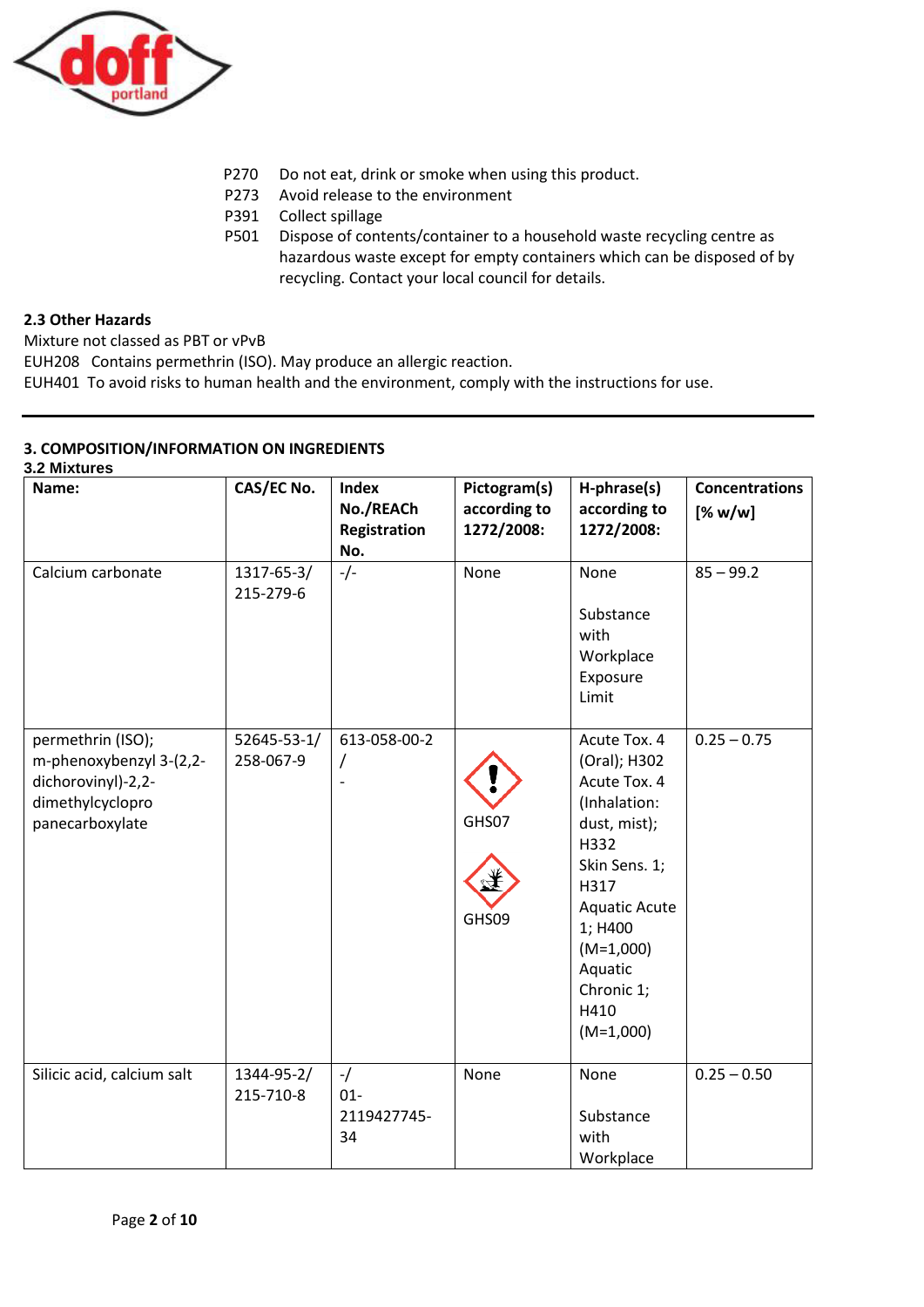P270 Do not eat, drink or smoke when using this product.
P273 Avoid release to the environment
P391 Collect spillage
P501 Dispose of contents/container to a household waste recycling centre as hazardous waste except for empty containers which can be disposed of by recycling. Contact your local council for details.

**2.3 Other Hazards**

Mixture not classed as PBT or vPvB

EUH208 Contains permethrin (ISO). May produce an allergic reaction.

EUH401 To avoid risks to human health and the environment, comply with the instructions for use.

## 3. COMPOSITION/INFORMATION ON INGREDIENTS

### 3.2 Mixtures

| Name: | CAS/EC No. | Index No./REACh Registration No. | Pictogram(s) according to 1272/2008: | H-phrase(s) according to 1272/2008: | Concentrations [% w/w] |
|---|---|---|---|---|---|
| Calcium carbonate | 1317-65-3/ 215-279-6 | -/- | None | None<br><br>Substance with Workplace Exposure Limit | 85 – 99.2 |
| permethrin (ISO); m-phenoxybenzyl 3-(2,2-dichorovinyl)-2,2-dimethylcyclopro panecarboxylate | 52645-53-1/ 258-067-9 | 613-058-00-2 / - | GHS07<br><br>GHS09 | Acute Tox. 4 (Oral); H302 Acute Tox. 4 (Inhalation: dust, mist); H332 Skin Sens. 1; H317 Aquatic Acute 1; H400 (M=1,000) Aquatic Chronic 1; H410 (M=1,000) | 0.25 – 0.75 |
| Silicic acid, calcium salt | 1344-95-2/ 215-710-8 | -/ 01-2119427745-34 | None | None<br><br>Substance with Workplace | 0.25 – 0.50 |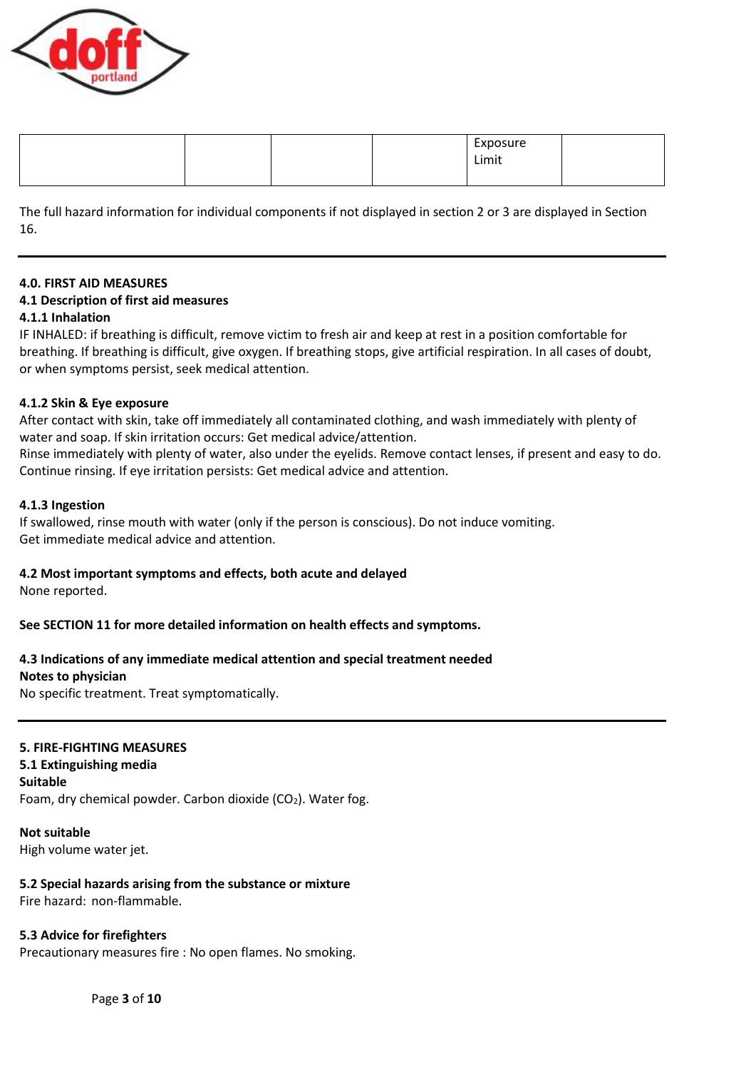|  |  |  |  | Exposure Limit |  |
|---|---|---|---|---|---|

The full hazard information for individual components if not displayed in section 2 or 3 are displayed in Section 16.

## 4.0. FIRST AID MEASURES

### 4.1 Description of first aid measures

#### 4.1.1 Inhalation

IF INHALED: if breathing is difficult, remove victim to fresh air and keep at rest in a position comfortable for breathing. If breathing is difficult, give oxygen. If breathing stops, give artificial respiration. In all cases of doubt, or when symptoms persist, seek medical attention.

#### 4.1.2 Skin & Eye exposure

After contact with skin, take off immediately all contaminated clothing, and wash immediately with plenty of water and soap. If skin irritation occurs: Get medical advice/attention.
Rinse immediately with plenty of water, also under the eyelids. Remove contact lenses, if present and easy to do. Continue rinsing. If eye irritation persists: Get medical advice and attention.

#### 4.1.3 Ingestion

If swallowed, rinse mouth with water (only if the person is conscious). Do not induce vomiting.
Get immediate medical advice and attention.

### 4.2 Most important symptoms and effects, both acute and delayed

None reported.

**See SECTION 11 for more detailed information on health effects and symptoms.**

### 4.3 Indications of any immediate medical attention and special treatment needed

**Notes to physician**

No specific treatment. Treat symptomatically.

## 5. FIRE-FIGHTING MEASURES

### 5.1 Extinguishing media

**Suitable**

Foam, dry chemical powder. Carbon dioxide ($CO_2$). Water fog.

**Not suitable**

High volume water jet.

### 5.2 Special hazards arising from the substance or mixture

Fire hazard: non-flammable.

### 5.3 Advice for firefighters

Precautionary measures fire : No open flames. No smoking.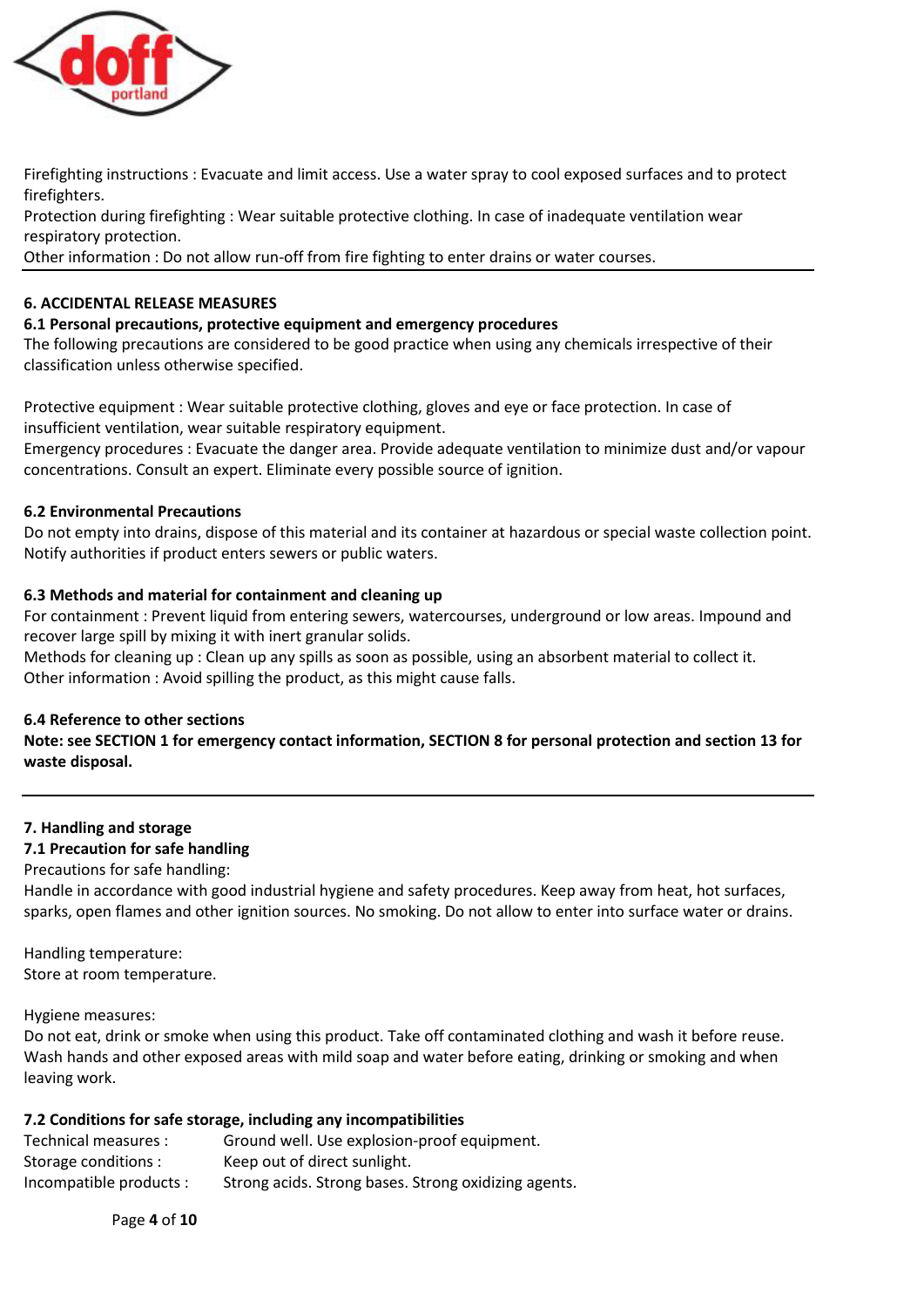Firefighting instructions : Evacuate and limit access. Use a water spray to cool exposed surfaces and to protect firefighters.
Protection during firefighting : Wear suitable protective clothing. In case of inadequate ventilation wear respiratory protection.
Other information : Do not allow run-off from fire fighting to enter drains or water courses.

---

## 6. ACCIDENTAL RELEASE MEASURES

### 6.1 Personal precautions, protective equipment and emergency procedures

The following precautions are considered to be good practice when using any chemicals irrespective of their classification unless otherwise specified.

Protective equipment : Wear suitable protective clothing, gloves and eye or face protection. In case of insufficient ventilation, wear suitable respiratory equipment.
Emergency procedures : Evacuate the danger area. Provide adequate ventilation to minimize dust and/or vapour concentrations. Consult an expert. Eliminate every possible source of ignition.

### 6.2 Environmental Precautions

Do not empty into drains, dispose of this material and its container at hazardous or special waste collection point. Notify authorities if product enters sewers or public waters.

### 6.3 Methods and material for containment and cleaning up

For containment : Prevent liquid from entering sewers, watercourses, underground or low areas. Impound and recover large spill by mixing it with inert granular solids.
Methods for cleaning up : Clean up any spills as soon as possible, using an absorbent material to collect it.
Other information : Avoid spilling the product, as this might cause falls.

### 6.4 Reference to other sections

**Note: see SECTION 1 for emergency contact information, SECTION 8 for personal protection and section 13 for waste disposal.**

---

## 7. Handling and storage

### 7.1 Precaution for safe handling

Precautions for safe handling:
Handle in accordance with good industrial hygiene and safety procedures. Keep away from heat, hot surfaces, sparks, open flames and other ignition sources. No smoking. Do not allow to enter into surface water or drains.

Handling temperature:
Store at room temperature.

Hygiene measures:
Do not eat, drink or smoke when using this product. Take off contaminated clothing and wash it before reuse. Wash hands and other exposed areas with mild soap and water before eating, drinking or smoking and when leaving work.

### 7.2 Conditions for safe storage, including any incompatibilities

| | |
|---|---|
| Technical measures : | Ground well. Use explosion-proof equipment. |
| Storage conditions : | Keep out of direct sunlight. |
| Incompatible products : | Strong acids. Strong bases. Strong oxidizing agents. |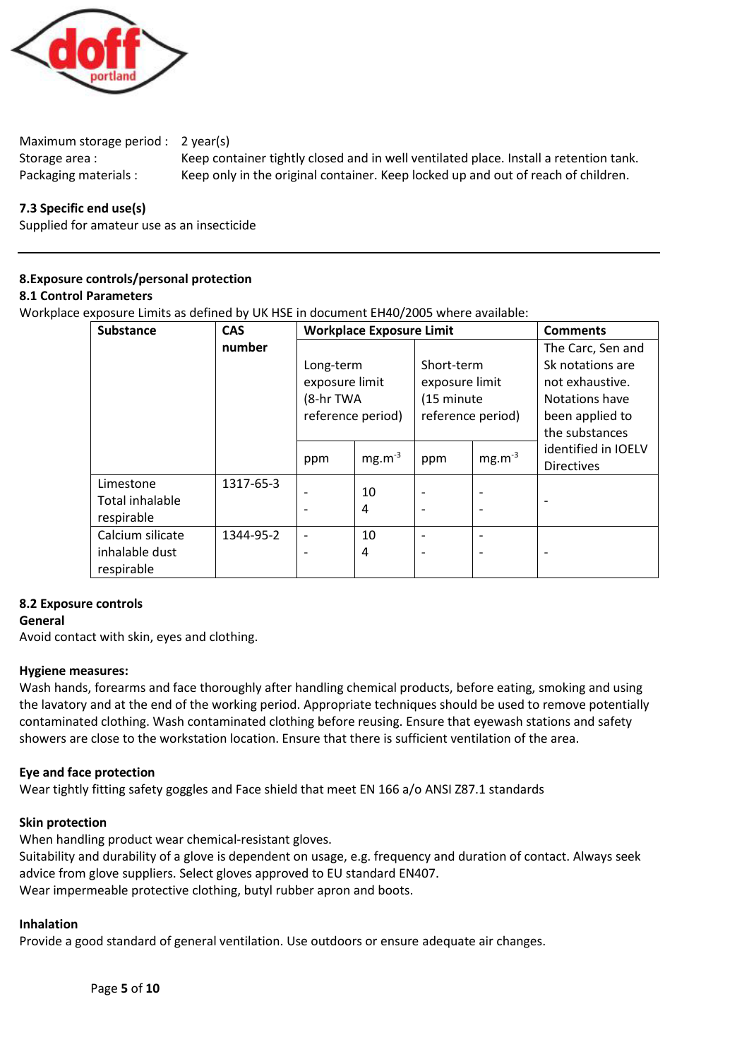Maximum storage period : 2 year(s)
Storage area : Keep container tightly closed and in well ventilated place. Install a retention tank.
Packaging materials : Keep only in the original container. Keep locked up and out of reach of children.

**7.3 Specific end use(s)**
Supplied for amateur use as an insecticide

---

## 8.Exposure controls/personal protection

### 8.1 Control Parameters

Workplace exposure Limits as defined by UK HSE in document EH40/2005 where available:

| Substance | CAS number | Workplace Exposure Limit | | | | Comments |
|---|---|---|---|---|---|---|
| | | Long-term exposure limit (8-hr TWA reference period) | | Short-term exposure limit (15 minute reference period) | | The Carc, Sen and Sk notations are not exhaustive. Notations have been applied to the substances identified in IOELV Directives |
| | | ppm | $mg.m^{-3}$ | ppm | $mg.m^{-3}$ | |
| Limestone Total inhalable respirable | 1317-65-3 | - - | 10 4 | - - | - - | - |
| Calcium silicate inhalable dust respirable | 1344-95-2 | - - | 10 4 | - - | - - | - |

### 8.2 Exposure controls

**General**
Avoid contact with skin, eyes and clothing.

**Hygiene measures:**
Wash hands, forearms and face thoroughly after handling chemical products, before eating, smoking and using the lavatory and at the end of the working period. Appropriate techniques should be used to remove potentially contaminated clothing. Wash contaminated clothing before reusing. Ensure that eyewash stations and safety showers are close to the workstation location. Ensure that there is sufficient ventilation of the area.

**Eye and face protection**
Wear tightly fitting safety goggles and Face shield that meet EN 166 a/o ANSI Z87.1 standards

**Skin protection**
When handling product wear chemical-resistant gloves.
Suitability and durability of a glove is dependent on usage, e.g. frequency and duration of contact. Always seek advice from glove suppliers. Select gloves approved to EU standard EN407.
Wear impermeable protective clothing, butyl rubber apron and boots.

**Inhalation**
Provide a good standard of general ventilation. Use outdoors or ensure adequate air changes.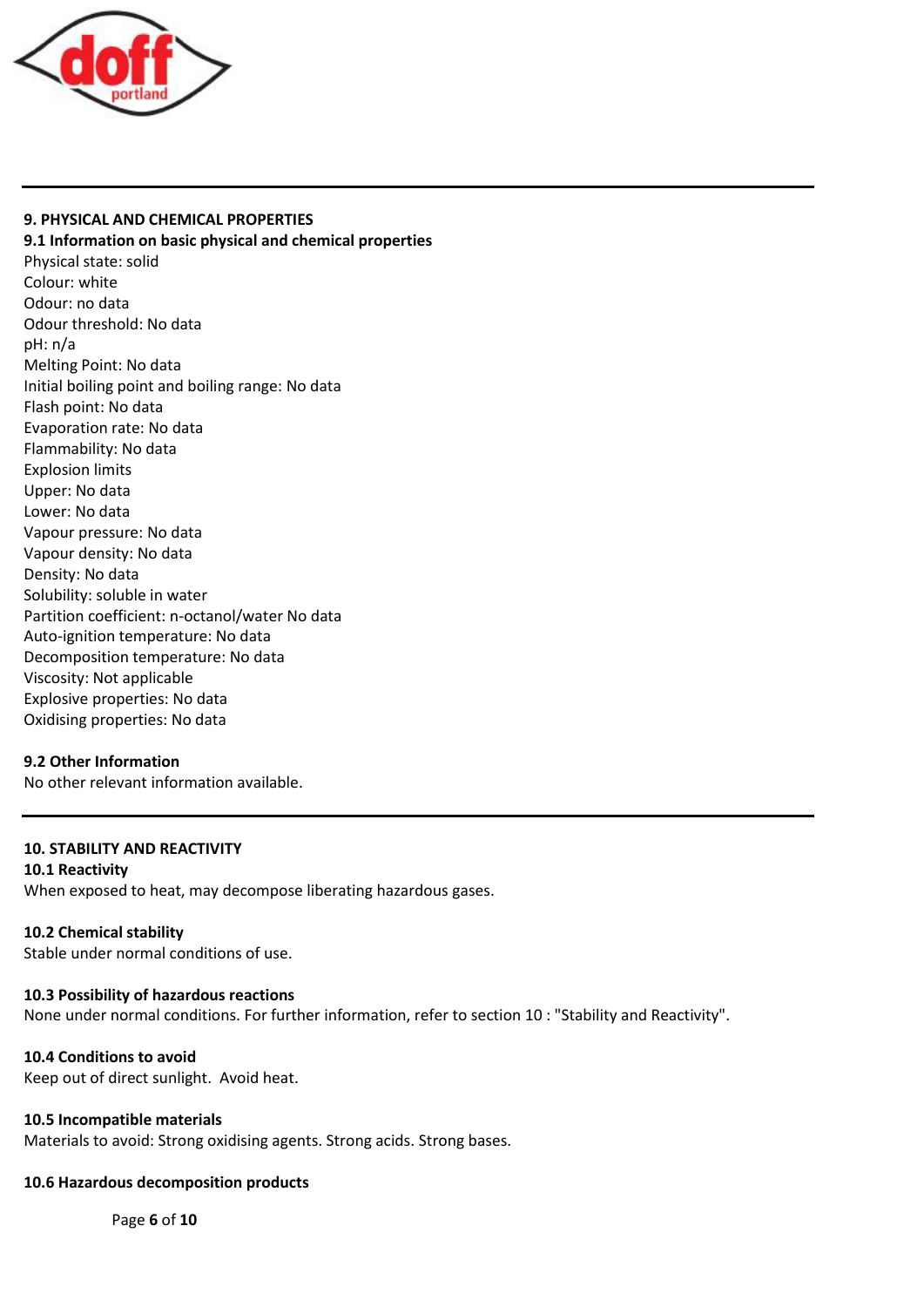## 9. PHYSICAL AND CHEMICAL PROPERTIES

### 9.1 Information on basic physical and chemical properties

Physical state: solid
Colour: white
Odour: no data
Odour threshold: No data
pH: n/a
Melting Point: No data
Initial boiling point and boiling range: No data
Flash point: No data
Evaporation rate: No data
Flammability: No data
Explosion limits
Upper: No data
Lower: No data
Vapour pressure: No data
Vapour density: No data
Density: No data
Solubility: soluble in water
Partition coefficient: n-octanol/water No data
Auto-ignition temperature: No data
Decomposition temperature: No data
Viscosity: Not applicable
Explosive properties: No data
Oxidising properties: No data

### 9.2 Other Information

No other relevant information available.

## 10. STABILITY AND REACTIVITY

### 10.1 Reactivity

When exposed to heat, may decompose liberating hazardous gases.

### 10.2 Chemical stability

Stable under normal conditions of use.

### 10.3 Possibility of hazardous reactions

None under normal conditions. For further information, refer to section 10 : "Stability and Reactivity".

### 10.4 Conditions to avoid

Keep out of direct sunlight. Avoid heat.

### 10.5 Incompatible materials

Materials to avoid: Strong oxidising agents. Strong acids. Strong bases.

### 10.6 Hazardous decomposition products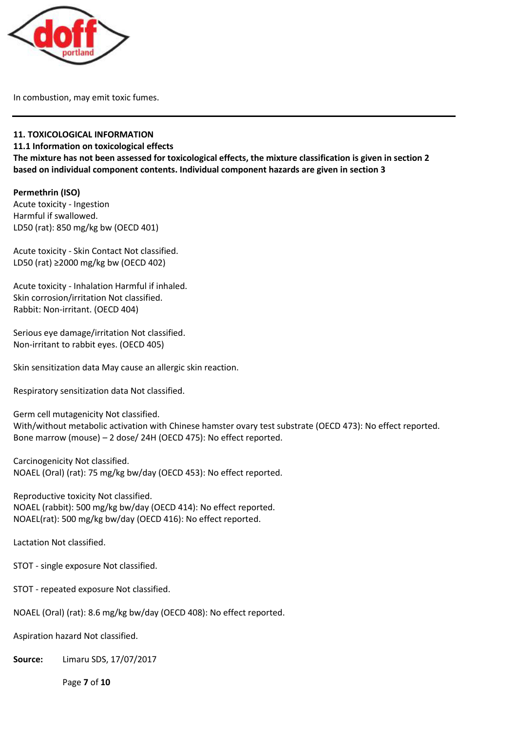In combustion, may emit toxic fumes.

---

## 11. TOXICOLOGICAL INFORMATION

### 11.1 Information on toxicological effects

**The mixture has not been assessed for toxicological effects, the mixture classification is given in section 2 based on individual component contents. Individual component hazards are given in section 3**

**Permethrin (ISO)**

Acute toxicity - Ingestion
Harmful if swallowed.
LD50 (rat): 850 mg/kg bw (OECD 401)

Acute toxicity - Skin Contact Not classified.
LD50 (rat) ≥2000 mg/kg bw (OECD 402)

Acute toxicity - Inhalation Harmful if inhaled.
Skin corrosion/irritation Not classified.
Rabbit: Non-irritant. (OECD 404)

Serious eye damage/irritation Not classified.
Non-irritant to rabbit eyes. (OECD 405)

Skin sensitization data May cause an allergic skin reaction.

Respiratory sensitization data Not classified.

Germ cell mutagenicity Not classified.
With/without metabolic activation with Chinese hamster ovary test substrate (OECD 473): No effect reported.
Bone marrow (mouse) – 2 dose/ 24H (OECD 475): No effect reported.

Carcinogenicity Not classified.
NOAEL (Oral) (rat): 75 mg/kg bw/day (OECD 453): No effect reported.

Reproductive toxicity Not classified.
NOAEL (rabbit): 500 mg/kg bw/day (OECD 414): No effect reported.
NOAEL(rat): 500 mg/kg bw/day (OECD 416): No effect reported.

Lactation Not classified.

STOT - single exposure Not classified.

STOT - repeated exposure Not classified.

NOAEL (Oral) (rat): 8.6 mg/kg bw/day (OECD 408): No effect reported.

Aspiration hazard Not classified.

**Source:** Limaru SDS, 17/07/2017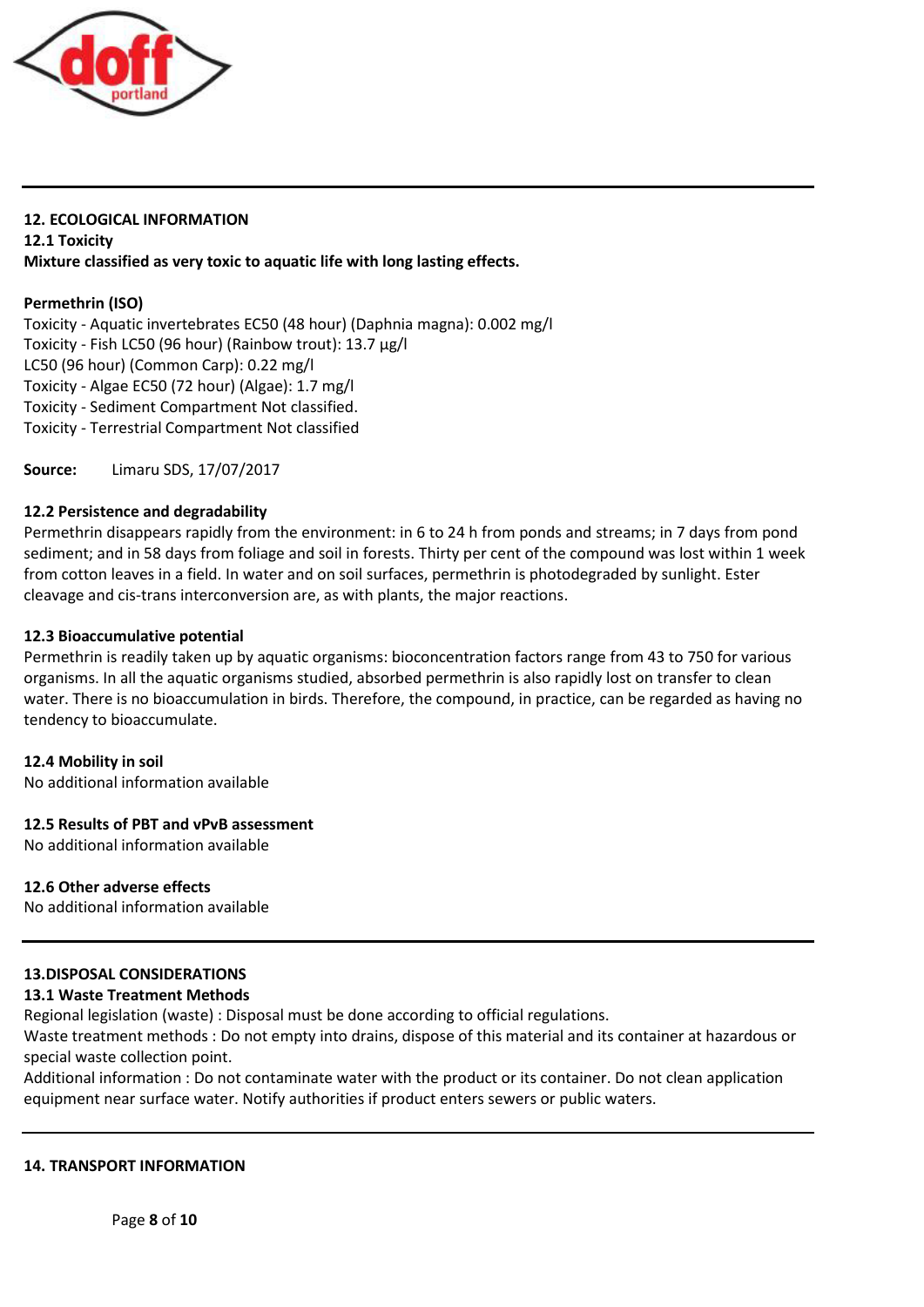## 12. ECOLOGICAL INFORMATION

### 12.1 Toxicity

**Mixture classified as very toxic to aquatic life with long lasting effects.**

**Permethrin (ISO)**

Toxicity - Aquatic invertebrates EC50 (48 hour) (Daphnia magna): 0.002 mg/l
Toxicity - Fish LC50 (96 hour) (Rainbow trout): 13.7 µg/l
LC50 (96 hour) (Common Carp): 0.22 mg/l
Toxicity - Algae EC50 (72 hour) (Algae): 1.7 mg/l
Toxicity - Sediment Compartment Not classified.
Toxicity - Terrestrial Compartment Not classified

**Source:** Limaru SDS, 17/07/2017

### 12.2 Persistence and degradability

Permethrin disappears rapidly from the environment: in 6 to 24 h from ponds and streams; in 7 days from pond sediment; and in 58 days from foliage and soil in forests. Thirty per cent of the compound was lost within 1 week from cotton leaves in a field. In water and on soil surfaces, permethrin is photodegraded by sunlight. Ester cleavage and cis-trans interconversion are, as with plants, the major reactions.

### 12.3 Bioaccumulative potential

Permethrin is readily taken up by aquatic organisms: bioconcentration factors range from 43 to 750 for various organisms. In all the aquatic organisms studied, absorbed permethrin is also rapidly lost on transfer to clean water. There is no bioaccumulation in birds. Therefore, the compound, in practice, can be regarded as having no tendency to bioaccumulate.

### 12.4 Mobility in soil

No additional information available

### 12.5 Results of PBT and vPvB assessment

No additional information available

### 12.6 Other adverse effects

No additional information available

## 13.DISPOSAL CONSIDERATIONS

### 13.1 Waste Treatment Methods

Regional legislation (waste) : Disposal must be done according to official regulations.
Waste treatment methods : Do not empty into drains, dispose of this material and its container at hazardous or special waste collection point.
Additional information : Do not contaminate water with the product or its container. Do not clean application equipment near surface water. Notify authorities if product enters sewers or public waters.

## 14. TRANSPORT INFORMATION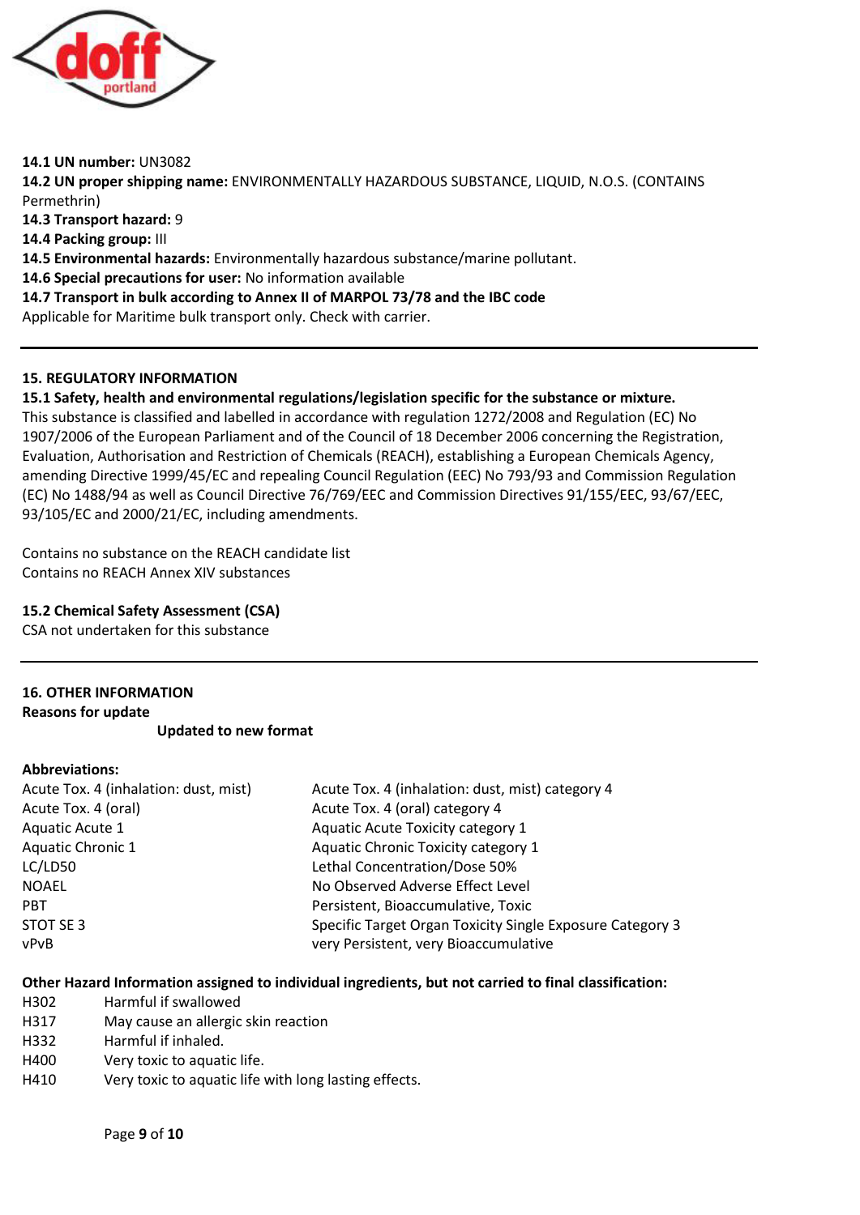**14.1 UN number:** UN3082
**14.2 UN proper shipping name:** ENVIRONMENTALLY HAZARDOUS SUBSTANCE, LIQUID, N.O.S. (CONTAINS Permethrin)
**14.3 Transport hazard:** 9
**14.4 Packing group:** III
**14.5 Environmental hazards:** Environmentally hazardous substance/marine pollutant.
**14.6 Special precautions for user:** No information available
**14.7 Transport in bulk according to Annex II of MARPOL 73/78 and the IBC code**
Applicable for Maritime bulk transport only. Check with carrier.

---

## 15. REGULATORY INFORMATION

**15.1 Safety, health and environmental regulations/legislation specific for the substance or mixture.**
This substance is classified and labelled in accordance with regulation 1272/2008 and Regulation (EC) No 1907/2006 of the European Parliament and of the Council of 18 December 2006 concerning the Registration, Evaluation, Authorisation and Restriction of Chemicals (REACH), establishing a European Chemicals Agency, amending Directive 1999/45/EC and repealing Council Regulation (EEC) No 793/93 and Commission Regulation (EC) No 1488/94 as well as Council Directive 76/769/EEC and Commission Directives 91/155/EEC, 93/67/EEC, 93/105/EC and 2000/21/EC, including amendments.

Contains no substance on the REACH candidate list
Contains no REACH Annex XIV substances

**15.2 Chemical Safety Assessment (CSA)**
CSA not undertaken for this substance

---

## 16. OTHER INFORMATION

**Reasons for update**

**Updated to new format**

**Abbreviations:**

| | |
|---|---|
| Acute Tox. 4 (inhalation: dust, mist) | Acute Tox. 4 (inhalation: dust, mist) category 4 |
| Acute Tox. 4 (oral) | Acute Tox. 4 (oral) category 4 |
| Aquatic Acute 1 | Aquatic Acute Toxicity category 1 |
| Aquatic Chronic 1 | Aquatic Chronic Toxicity category 1 |
| LC/LD50 | Lethal Concentration/Dose 50% |
| NOAEL | No Observed Adverse Effect Level |
| PBT | Persistent, Bioaccumulative, Toxic |
| STOT SE 3 | Specific Target Organ Toxicity Single Exposure Category 3 |
| vPvB | very Persistent, very Bioaccumulative |

**Other Hazard Information assigned to individual ingredients, but not carried to final classification:**

| | |
|---|---|
| H302 | Harmful if swallowed |
| H317 | May cause an allergic skin reaction |
| H332 | Harmful if inhaled. |
| H400 | Very toxic to aquatic life. |
| H410 | Very toxic to aquatic life with long lasting effects. |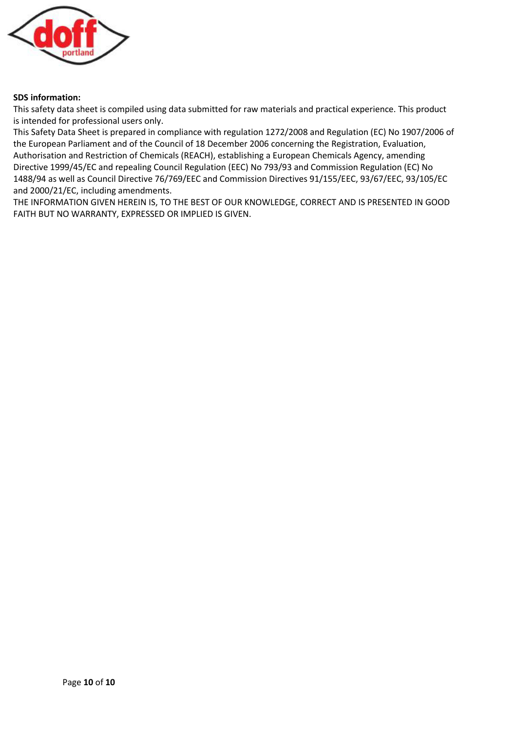**SDS information:**

This safety data sheet is compiled using data submitted for raw materials and practical experience. This product is intended for professional users only.

This Safety Data Sheet is prepared in compliance with regulation 1272/2008 and Regulation (EC) No 1907/2006 of the European Parliament and of the Council of 18 December 2006 concerning the Registration, Evaluation, Authorisation and Restriction of Chemicals (REACH), establishing a European Chemicals Agency, amending Directive 1999/45/EC and repealing Council Regulation (EEC) No 793/93 and Commission Regulation (EC) No 1488/94 as well as Council Directive 76/769/EEC and Commission Directives 91/155/EEC, 93/67/EEC, 93/105/EC and 2000/21/EC, including amendments.

THE INFORMATION GIVEN HEREIN IS, TO THE BEST OF OUR KNOWLEDGE, CORRECT AND IS PRESENTED IN GOOD FAITH BUT NO WARRANTY, EXPRESSED OR IMPLIED IS GIVEN.